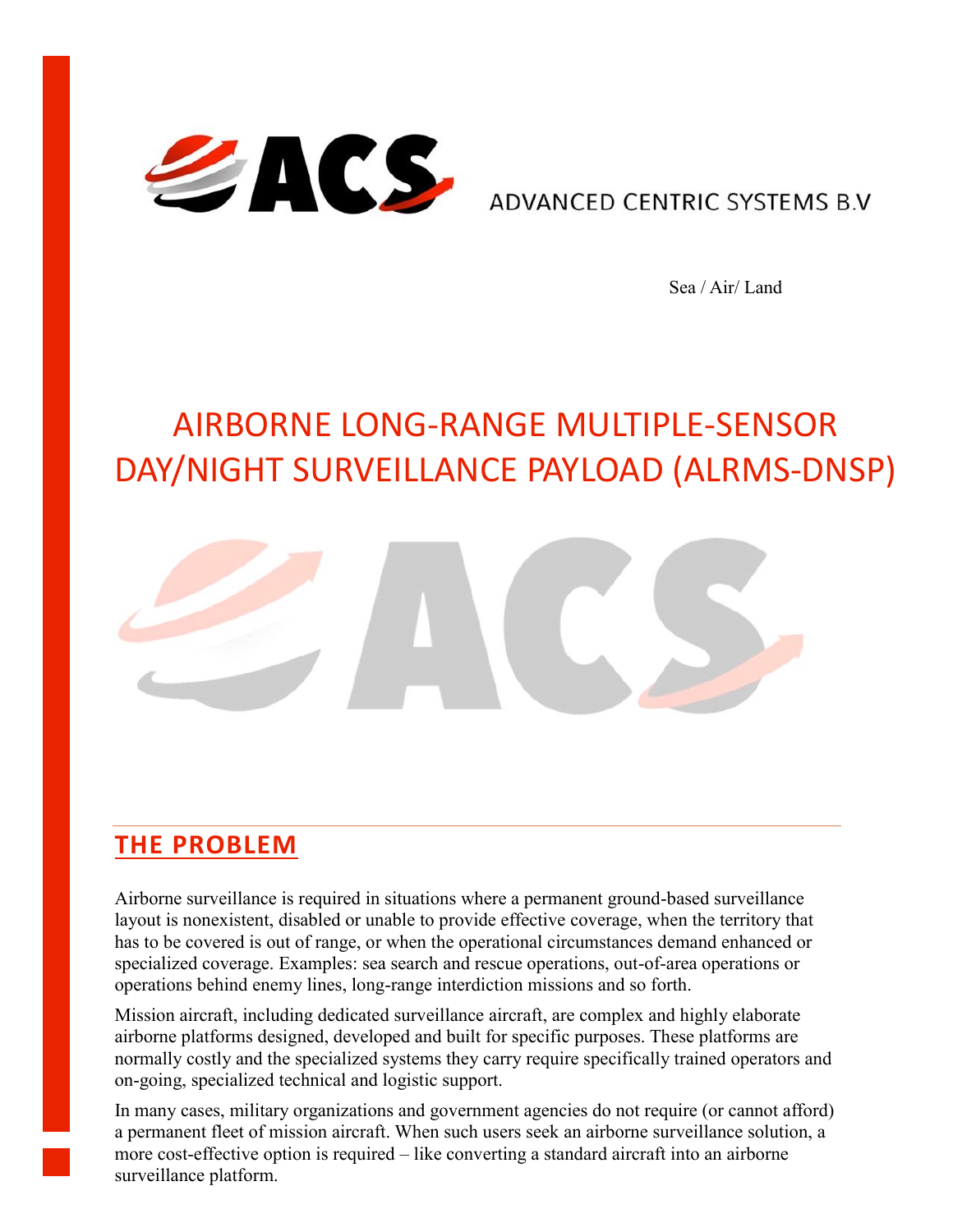ACS

ADVANCED CENTRIC SYSTEMS B.V

Sea / Air/ Land

# AIRBORNE LONG-RANGE MULTIPLE-SENSOR DAY/NIGHT SURVEILLANCE PAYLOAD (ALRMS-DNSP)

## THE PROBLEM

Airborne surveillance is required in situations where a permanent ground-based surveillance layout is nonexistent, disabled or unable to provide effective coverage, when the territory that has to be covered is out of range, or when the operational circumstances demand enhanced or specialized coverage. Examples: sea search and rescue operations, out-of-area operations or operations behind enemy lines, long-range interdiction missions and so forth.

Mission aircraft, including dedicated surveillance aircraft, are complex and highly elaborate airborne platforms designed, developed and built for specific purposes. These platforms are normally costly and the specialized systems they carry require specifically trained operators and on-going, specialized technical and logistic support.

In many cases, military organizations and government agencies do not require (or cannot afford) a permanent fleet of mission aircraft. When such users seek an airborne surveillance solution, a more cost-effective option is required – like converting a standard aircraft into an airborne surveillance platform.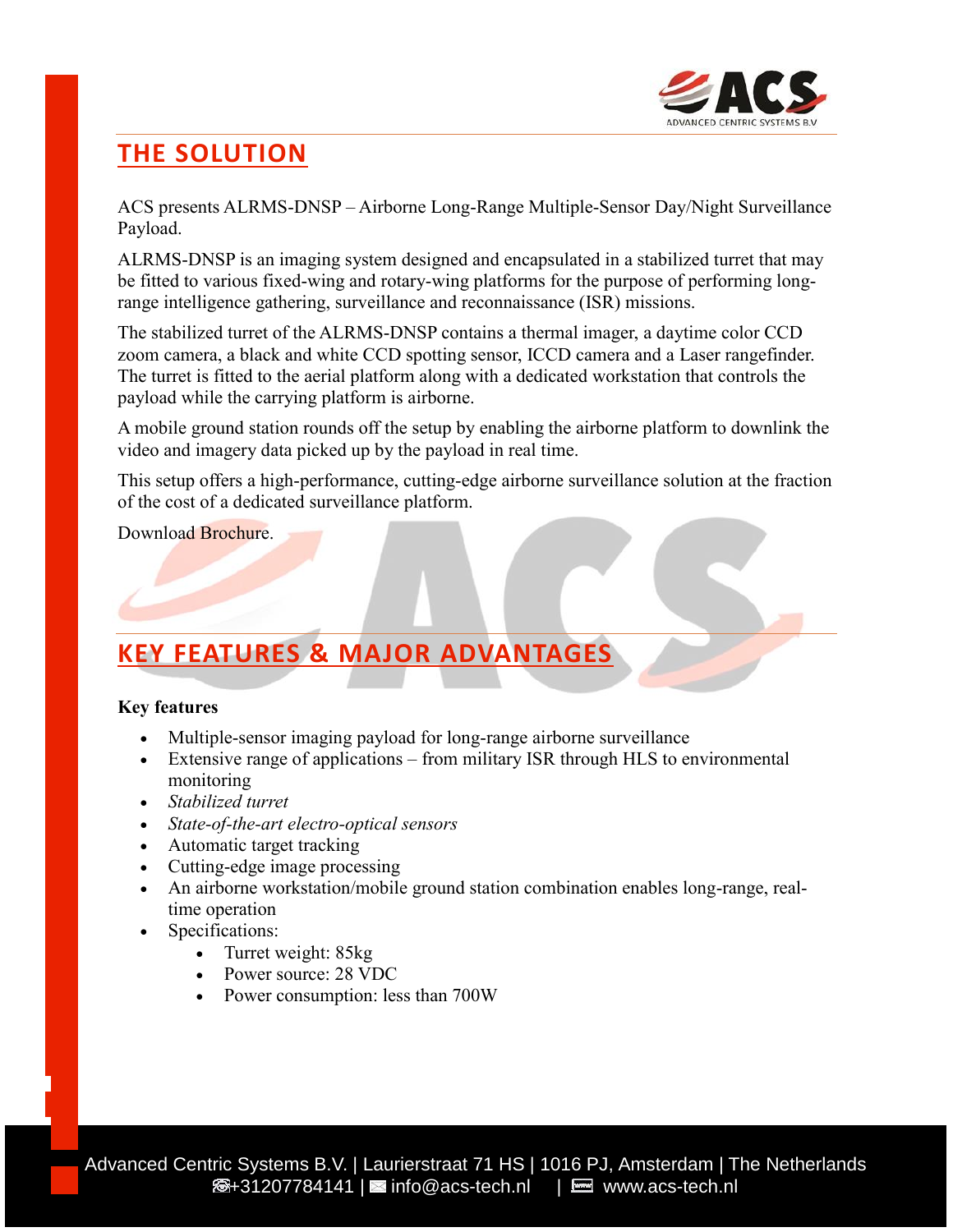## THE SOLUTION

ACS presents ALRMS-DNSP – Airborne Long-Range Multiple-Sensor Day/Night Surveillance Payload.

ALRMS-DNSP is an imaging system designed and encapsulated in a stabilized turret that may be fitted to various fixed-wing and rotary-wing platforms for the purpose of performing long-range intelligence gathering, surveillance and reconnaissance (ISR) missions.

The stabilized turret of the ALRMS-DNSP contains a thermal imager, a daytime color CCD zoom camera, a black and white CCD spotting sensor, ICCD camera and a Laser rangefinder. The turret is fitted to the aerial platform along with a dedicated workstation that controls the payload while the carrying platform is airborne.

A mobile ground station rounds off the setup by enabling the airborne platform to downlink the video and imagery data picked up by the payload in real time.

This setup offers a high-performance, cutting-edge airborne surveillance solution at the fraction of the cost of a dedicated surveillance platform.

Download Brochure.

## KEY FEATURES & MAJOR ADVANTAGES

**Key features**

- Multiple-sensor imaging payload for long-range airborne surveillance
- Extensive range of applications – from military ISR through HLS to environmental monitoring
- *Stabilized turret*
- *State-of-the-art electro-optical sensors*
- Automatic target tracking
- Cutting-edge image processing
- An airborne workstation/mobile ground station combination enables long-range, real-time operation
- Specifications:
  - Turret weight: 85kg
  - Power source: 28 VDC
  - Power consumption: less than 700W

Advanced Centric Systems B.V. | Laurierstraat 71 HS | 1016 PJ, Amsterdam | The Netherlands
+31207784141 | info@acs-tech.nl | www.acs-tech.nl